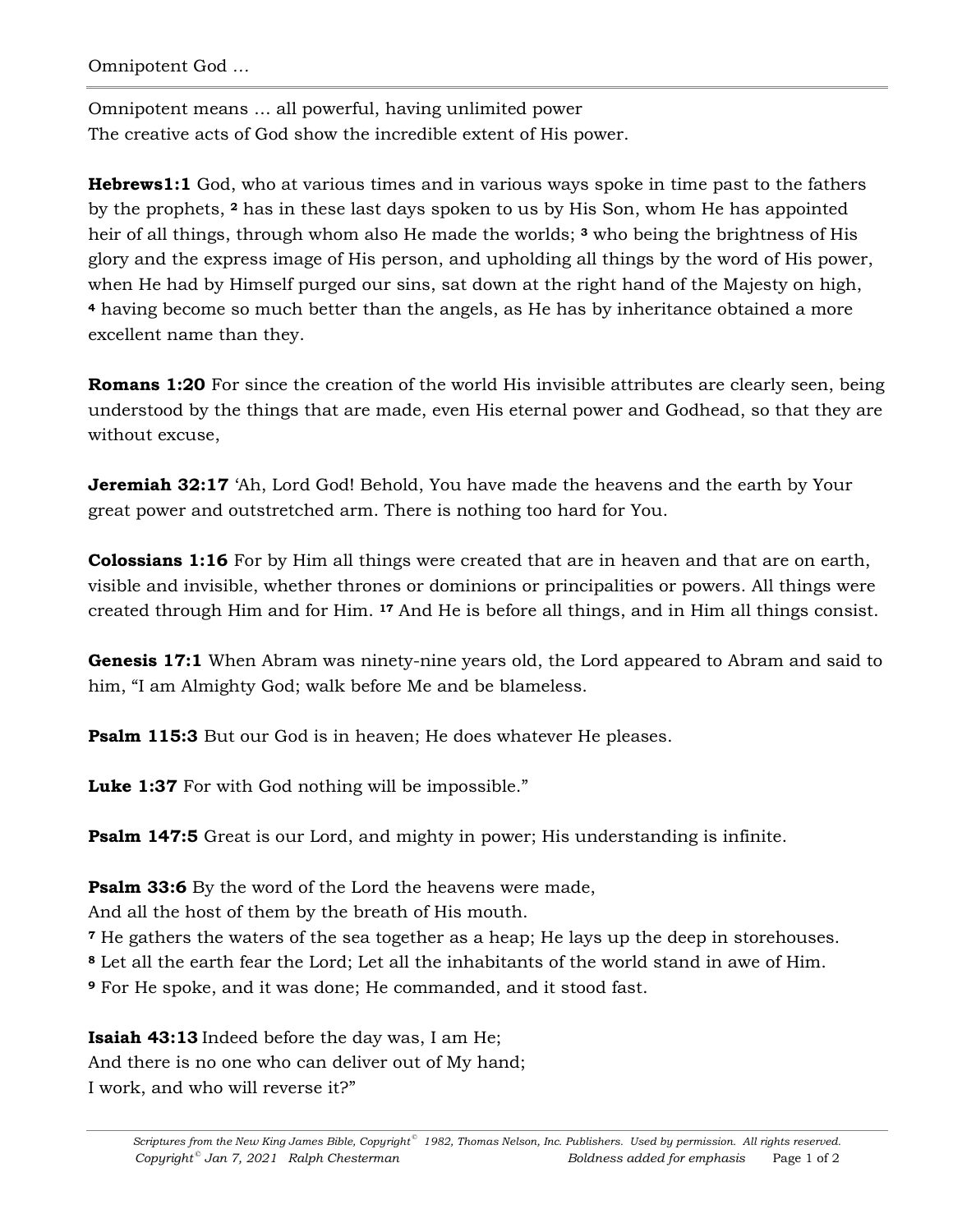Omnipotent God …

Omnipotent means … all powerful, having unlimited power
The creative acts of God show the incredible extent of His power.

**Hebrews1:1** God, who at various times and in various ways spoke in time past to the fathers by the prophets, **2** has in these last days spoken to us by His Son, whom He has appointed heir of all things, through whom also He made the worlds; **3** who being the brightness of His glory and the express image of His person, and upholding all things by the word of His power, when He had by Himself purged our sins, sat down at the right hand of the Majesty on high, **4** having become so much better than the angels, as He has by inheritance obtained a more excellent name than they.

**Romans 1:20** For since the creation of the world His invisible attributes are clearly seen, being understood by the things that are made, even His eternal power and Godhead, so that they are without excuse,

**Jeremiah 32:17** 'Ah, Lord God! Behold, You have made the heavens and the earth by Your great power and outstretched arm. There is nothing too hard for You.

**Colossians 1:16** For by Him all things were created that are in heaven and that are on earth, visible and invisible, whether thrones or dominions or principalities or powers. All things were created through Him and for Him. **17** And He is before all things, and in Him all things consist.

**Genesis 17:1** When Abram was ninety-nine years old, the Lord appeared to Abram and said to him, "I am Almighty God; walk before Me and be blameless.

**Psalm 115:3** But our God is in heaven; He does whatever He pleases.

**Luke 1:37** For with God nothing will be impossible."

**Psalm 147:5** Great is our Lord, and mighty in power; His understanding is infinite.

**Psalm 33:6** By the word of the Lord the heavens were made,
And all the host of them by the breath of His mouth.
**7** He gathers the waters of the sea together as a heap; He lays up the deep in storehouses.
**8** Let all the earth fear the Lord; Let all the inhabitants of the world stand in awe of Him.
**9** For He spoke, and it was done; He commanded, and it stood fast.

**Isaiah 43:13** Indeed before the day was, I am He;
And there is no one who can deliver out of My hand;
I work, and who will reverse it?"

*Scriptures from the New King James Bible, Copyright© 1982, Thomas Nelson, Inc. Publishers. Used by permission. All rights reserved.*
*Copyright© Jan 7, 2021 Ralph Chesterman* *Boldness added for emphasis*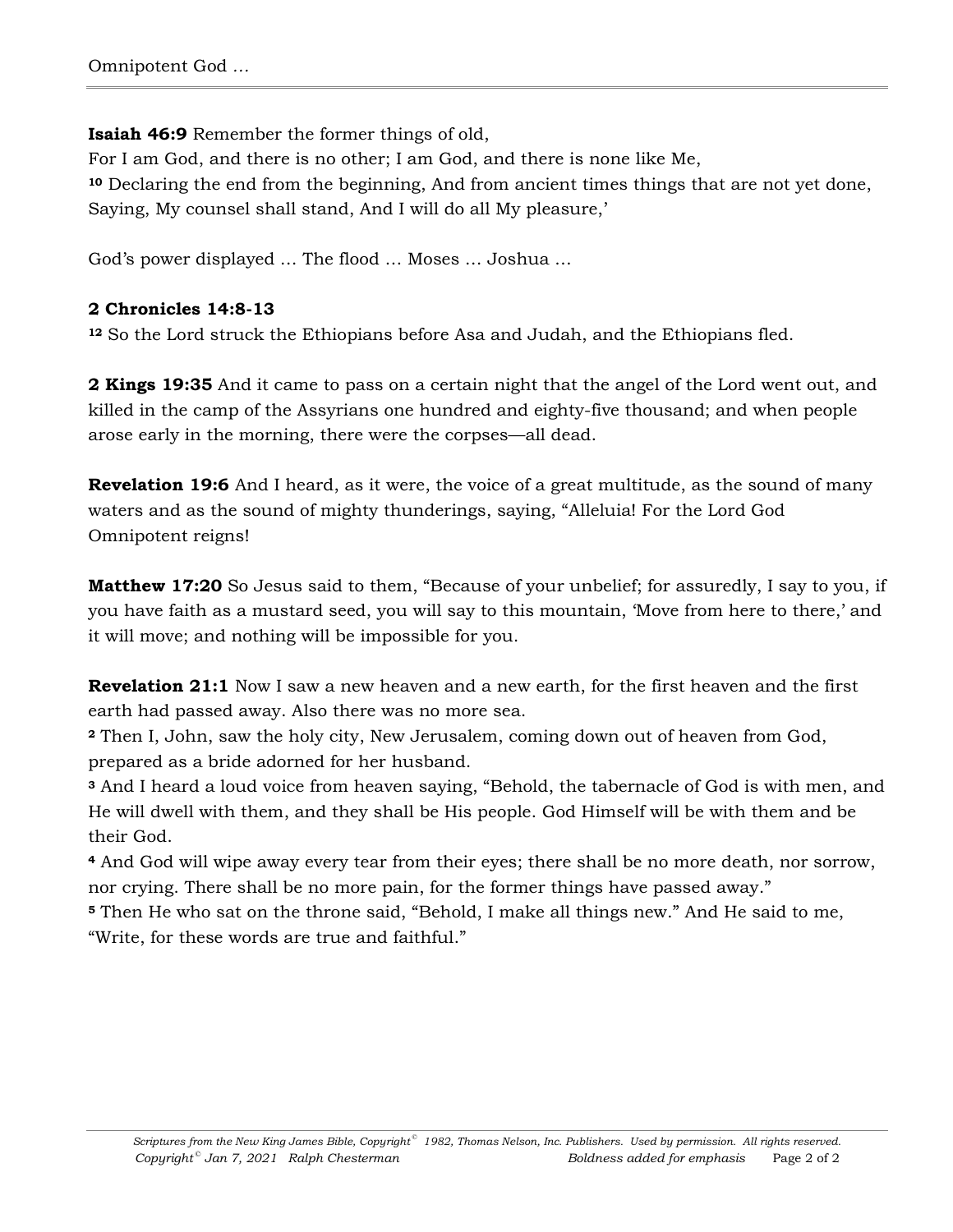**Isaiah 46:9** Remember the former things of old,
For I am God, and there is no other; I am God, and there is none like Me,
**10** Declaring the end from the beginning, And from ancient times things that are not yet done, Saying, My counsel shall stand, And I will do all My pleasure,'

God's power displayed … The flood … Moses … Joshua …

**2 Chronicles 14:8-13**
**12** So the Lord struck the Ethiopians before Asa and Judah, and the Ethiopians fled.

**2 Kings 19:35** And it came to pass on a certain night that the angel of the Lord went out, and killed in the camp of the Assyrians one hundred and eighty-five thousand; and when people arose early in the morning, there were the corpses—all dead.

**Revelation 19:6** And I heard, as it were, the voice of a great multitude, as the sound of many waters and as the sound of mighty thunderings, saying, "Alleluia! For the Lord God Omnipotent reigns!

**Matthew 17:20** So Jesus said to them, "Because of your unbelief; for assuredly, I say to you, if you have faith as a mustard seed, you will say to this mountain, 'Move from here to there,' and it will move; and nothing will be impossible for you.

**Revelation 21:1** Now I saw a new heaven and a new earth, for the first heaven and the first earth had passed away. Also there was no more sea.
**2** Then I, John, saw the holy city, New Jerusalem, coming down out of heaven from God, prepared as a bride adorned for her husband.
**3** And I heard a loud voice from heaven saying, "Behold, the tabernacle of God is with men, and He will dwell with them, and they shall be His people. God Himself will be with them and be their God.
**4** And God will wipe away every tear from their eyes; there shall be no more death, nor sorrow, nor crying. There shall be no more pain, for the former things have passed away."
**5** Then He who sat on the throne said, "Behold, I make all things new." And He said to me, "Write, for these words are true and faithful."